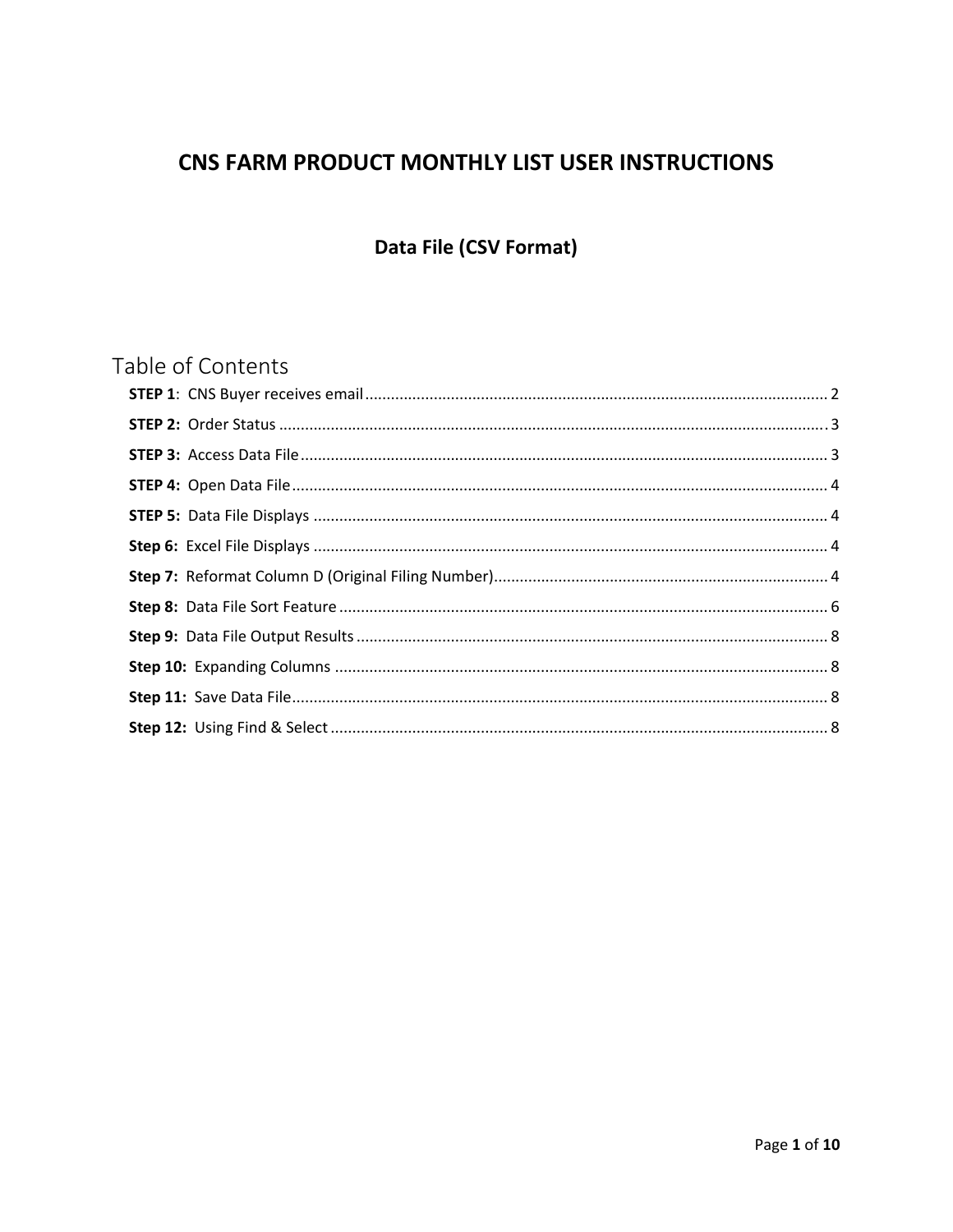# CNS FARM PRODUCT MONTHLY LIST USER INSTRUCTIONS

## Data File (CSV Format)

## Table of Contents

**STEP 1**: CNS Buyer receives email .......... 2

**STEP 2:** Order Status .......... 3

**STEP 3:** Access Data File .......... 3

**STEP 4:** Open Data File .......... 4

**STEP 5:** Data File Displays .......... 4

**Step 6:** Excel File Displays .......... 4

**Step 7:** Reformat Column D (Original Filing Number) .......... 4

**Step 8:** Data File Sort Feature .......... 6

**Step 9:** Data File Output Results .......... 8

**Step 10:** Expanding Columns .......... 8

**Step 11:** Save Data File .......... 8

**Step 12:** Using Find & Select .......... 8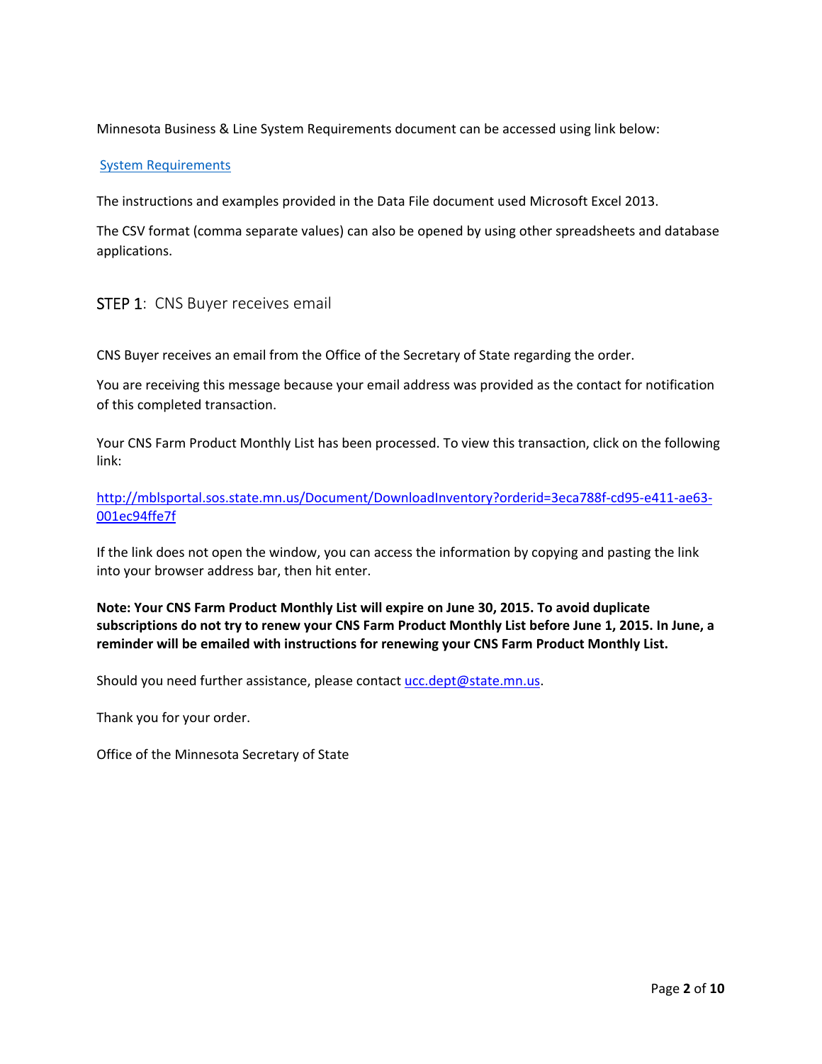Minnesota Business & Line System Requirements document can be accessed using link below:

[System Requirements]

The instructions and examples provided in the Data File document used Microsoft Excel 2013.

The CSV format (comma separate values) can also be opened by using other spreadsheets and database applications.

## STEP 1: CNS Buyer receives email

CNS Buyer receives an email from the Office of the Secretary of State regarding the order.

You are receiving this message because your email address was provided as the contact for notification of this completed transaction.

Your CNS Farm Product Monthly List has been processed. To view this transaction, click on the following link:

http://mblsportal.sos.state.mn.us/Document/DownloadInventory?orderid=3eca788f-cd95-e411-ae63-001ec94ffe7f

If the link does not open the window, you can access the information by copying and pasting the link into your browser address bar, then hit enter.

**Note: Your CNS Farm Product Monthly List will expire on June 30, 2015. To avoid duplicate subscriptions do not try to renew your CNS Farm Product Monthly List before June 1, 2015. In June, a reminder will be emailed with instructions for renewing your CNS Farm Product Monthly List.**

Should you need further assistance, please contact ucc.dept@state.mn.us.

Thank you for your order.

Office of the Minnesota Secretary of State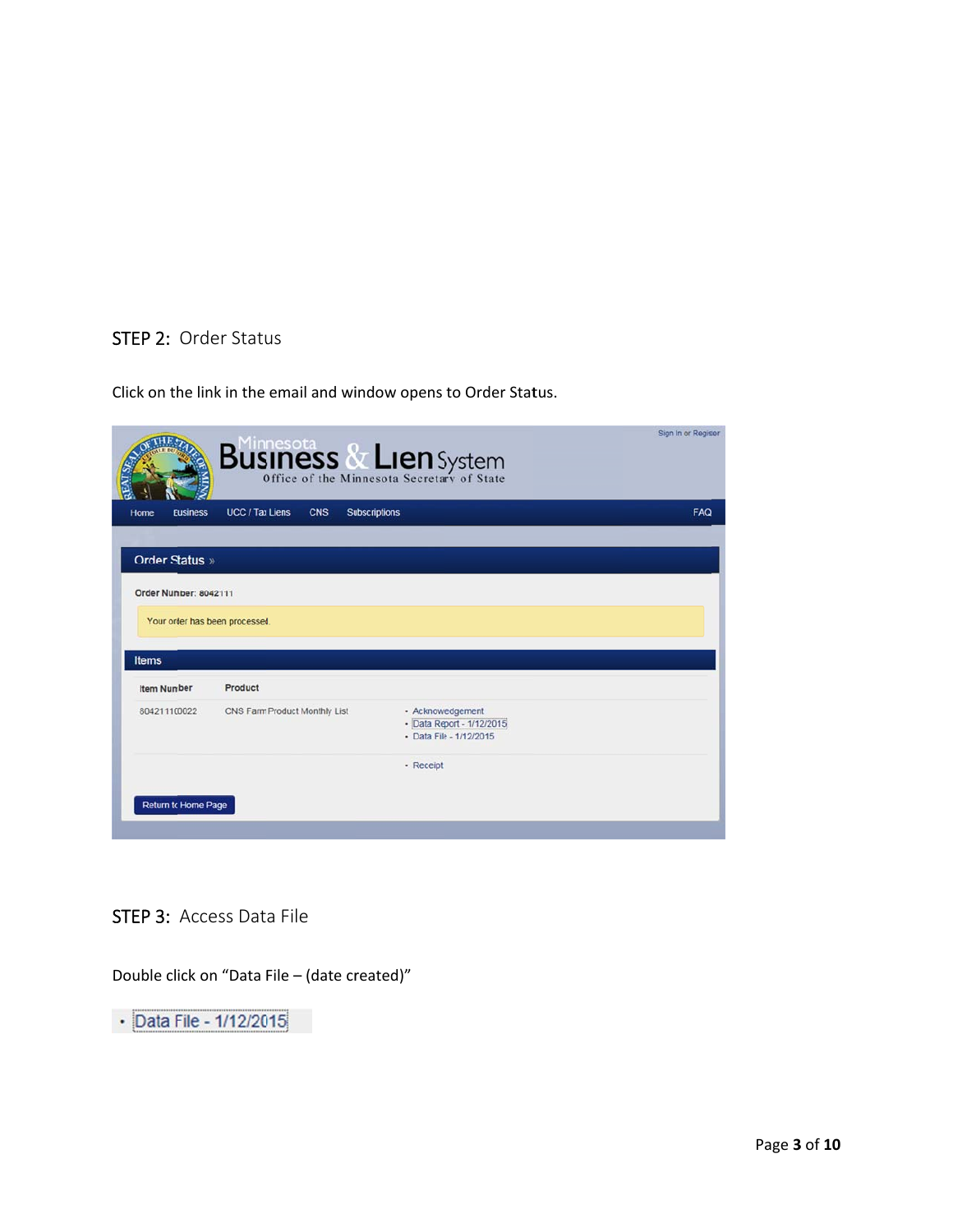## STEP 2: Order Status

Click on the link in the email and window opens to Order Status.

## STEP 3: Access Data File

Double click on "Data File – (date created)"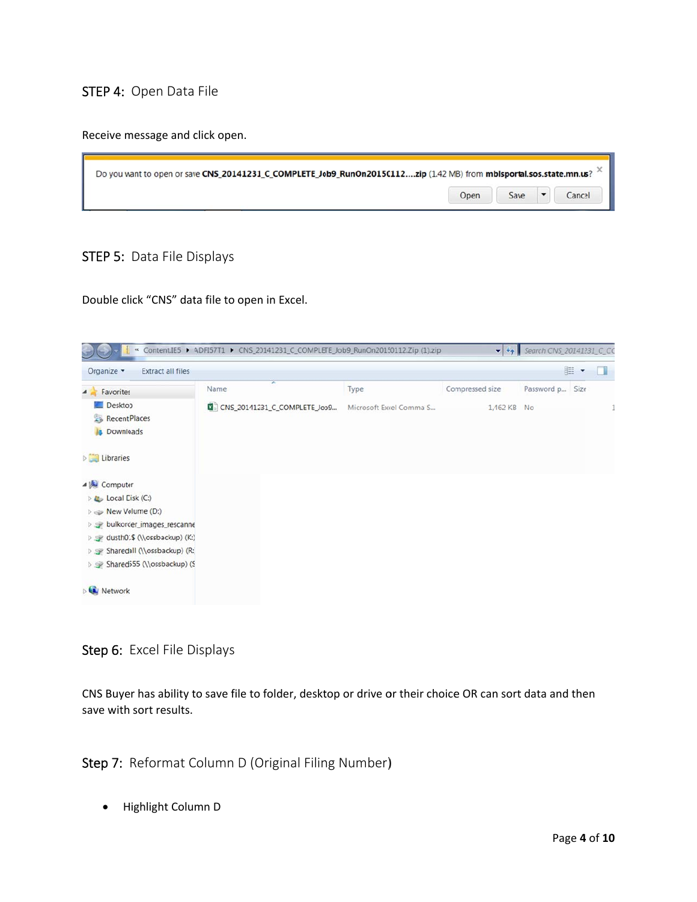## STEP 4: Open Data File

Receive message and click open.

## STEP 5: Data File Displays

Double click "CNS" data file to open in Excel.

## Step 6: Excel File Displays

CNS Buyer has ability to save file to folder, desktop or drive or their choice OR can sort data and then save with sort results.

## Step 7: Reformat Column D (Original Filing Number)

- Highlight Column D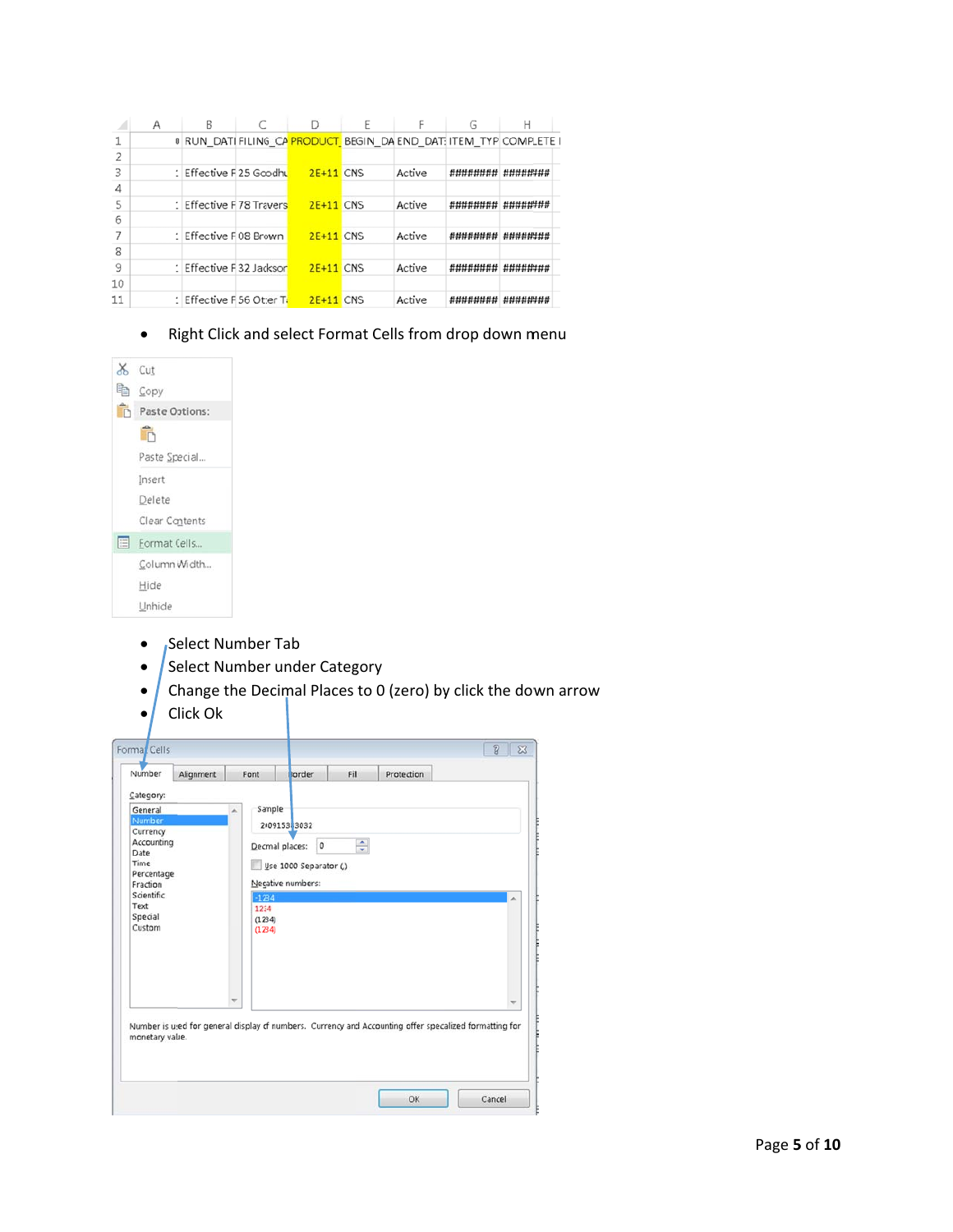|   | A | B | C | D | E | F | G | H |
|---|---|---|---|---|---|---|---|---|
| 1 | 0 | RUN_DATI | FILING_CA | PRODUCT_ | BEGIN_DA | END_DAT: | ITEM_TYP | COMPLETE I |
| 2 | | | | | | | | |
| 3 | : | Effective F | 25 Goodhu | 2E+11 | CNS | | Active | ######## | ######## |
| 4 | | | | | | | | |
| 5 | : | Effective F | 78 Travers | 2E+11 | CNS | | Active | ######## | ######## |
| 6 | | | | | | | | |
| 7 | : | Effective F | 08 Brown | 2E+11 | CNS | | Active | ######## | ######## |
| 8 | | | | | | | | |
| 9 | : | Effective F | 32 Jacksor | 2E+11 | CNS | | Active | ######## | ######## |
| 10 | | | | | | | | |
| 11 | : | Effective F | 56 Oter Ti | 2E+11 | CNS | | Active | ######## | ######## |

- Right Click and select Format Cells from drop down menu

Cut
Copy
Paste Options:
Paste Special...
Insert
Delete
Clear Contents
Format Cells...
Column Width...
Hide
Unhide

- Select Number Tab
- Select Number under Category
- Change the Decimal Places to 0 (zero) by click the down arrow
- Click Ok

Format Cells

Number | Alignment | Font | Border | Fill | Protection

Category:
General
Number
Currency
Accounting
Date
Time
Percentage
Fraction
Scientific
Text
Special
Custom

Sample
2?09153?3032

Decimal places: 0

Use 1000 Separator (,)

Negative numbers:
-1234
1234
(1234)
(1234)

Number is used for general display of numbers. Currency and Accounting offer specialized formatting for monetary value.

OK | Cancel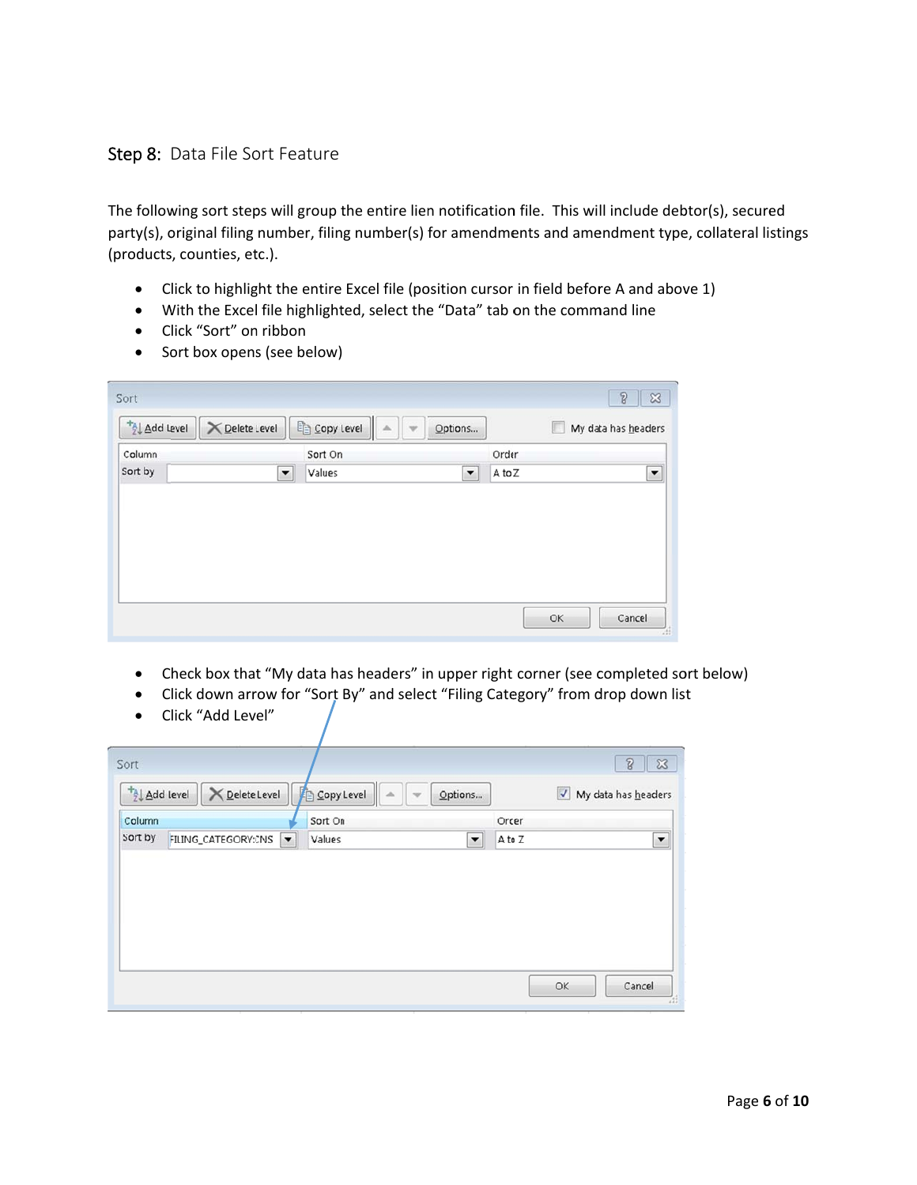## Step 8: Data File Sort Feature

The following sort steps will group the entire lien notification file. This will include debtor(s), secured party(s), original filing number, filing number(s) for amendments and amendment type, collateral listings (products, counties, etc.).

- Click to highlight the entire Excel file (position cursor in field before A and above 1)
- With the Excel file highlighted, select the "Data" tab on the command line
- Click "Sort" on ribbon
- Sort box opens (see below)

- Check box that "My data has headers" in upper right corner (see completed sort below)
- Click down arrow for "Sort By" and select "Filing Category" from drop down list
- Click "Add Level"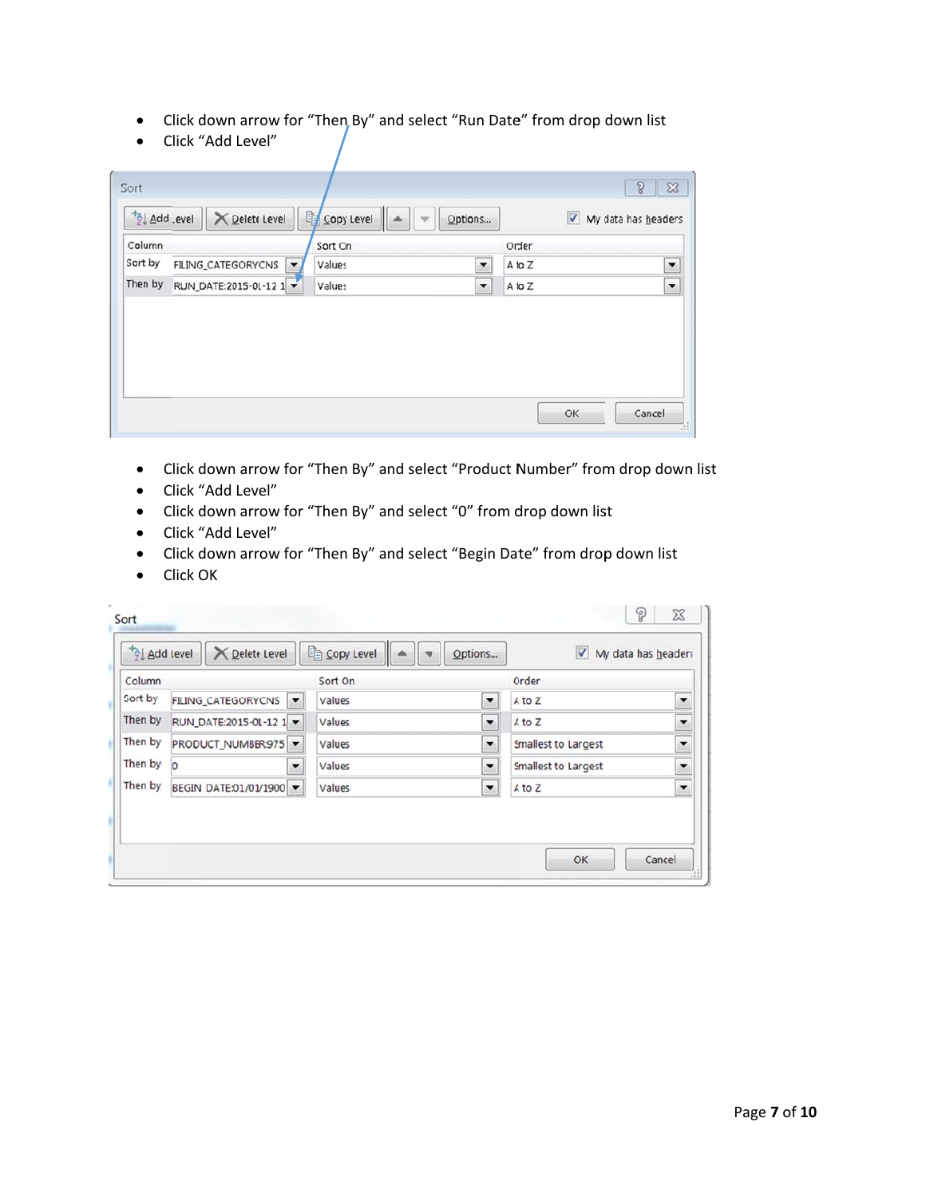- Click down arrow for “Then By” and select “Run Date” from drop down list
- Click “Add Level”

| Column | | Sort On | Order |
|---|---|---|---|
| Sort by | FILING_CATEGORYCNS | Values | A to Z |
| Then by | RUN_DATE:2015-01-12 1 | Values | A to Z |

- Click down arrow for “Then By” and select “Product Number” from drop down list
- Click “Add Level”
- Click down arrow for “Then By” and select “0” from drop down list
- Click “Add Level”
- Click down arrow for “Then By” and select “Begin Date” from drop down list
- Click OK

| Column | | Sort On | Order |
|---|---|---|---|
| Sort by | FILING_CATEGORYCNS | Values | A to Z |
| Then by | RUN_DATE:2015-01-12 1 | Values | A to Z |
| Then by | PRODUCT_NUMBER:975 | Values | Smallest to Largest |
| Then by | 0 | Values | Smallest to Largest |
| Then by | BEGIN DATE:01/01/1900 | Values | A to Z |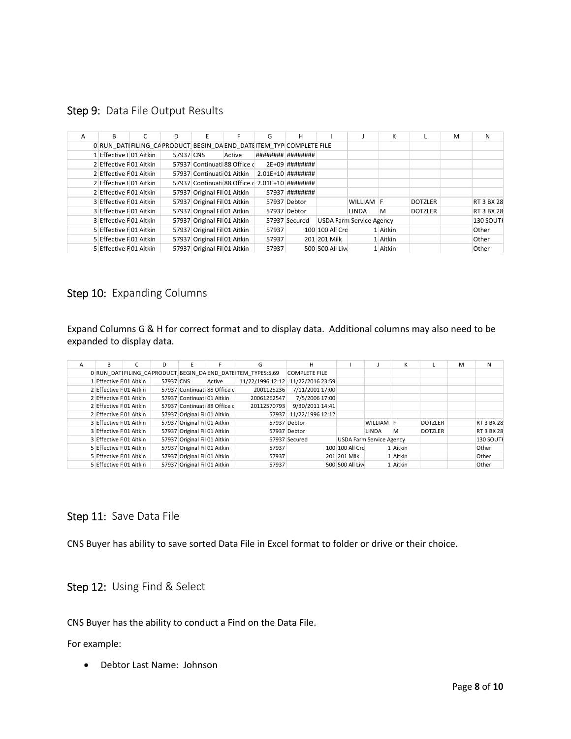## Step 9: Data File Output Results

| A | B | C | D | E | F | G | H | I | J | K | L | M | N |
|---|---|---|---|---|---|---|---|---|---|---|---|---|---|
| | 0 | RUN_DATI | FILING_CA | PRODUCT_ | BEGIN_DA | END_DATE | ITEM_TYP | COMPLETE FILE | | | | | |
| | 1 | Effective F | 01 Aitkin | 57937 | CNS | Active | ######## | ######## | | | | | |
| | 2 | Effective F | 01 Aitkin | 57937 | Continuati | 88 Office c | 2E+09 | ######## | | | | | |
| | 2 | Effective F | 01 Aitkin | 57937 | Continuati | 01 Aitkin | 2.01E+10 | ######## | | | | | |
| | 2 | Effective F | 01 Aitkin | 57937 | Continuati | 88 Office c | 2.01E+10 | ######## | | | | | |
| | 2 | Effective F | 01 Aitkin | 57937 | Original Fil | 01 Aitkin | 57937 | ######## | | | | | |
| | 3 | Effective F | 01 Aitkin | 57937 | Original Fil | 01 Aitkin | 57937 | Debtor | | WILLIAM | F | DOTZLER | RT 3 BX 28 |
| | 3 | Effective F | 01 Aitkin | 57937 | Original Fil | 01 Aitkin | 57937 | Debtor | | LINDA | M | DOTZLER | RT 3 BX 28 |
| | 3 | Effective F | 01 Aitkin | 57937 | Original Fil | 01 Aitkin | 57937 | Secured | USDA Farm Service Agency | | | | 130 SOUTI |
| | 5 | Effective F | 01 Aitkin | 57937 | Original Fil | 01 Aitkin | 57937 | 100 | 100 All Cro | 1 | Aitkin | | Other |
| | 5 | Effective F | 01 Aitkin | 57937 | Original Fil | 01 Aitkin | 57937 | 201 | 201 Milk | 1 | Aitkin | | Other |
| | 5 | Effective F | 01 Aitkin | 57937 | Original Fil | 01 Aitkin | 57937 | 500 | 500 All Live | 1 | Aitkin | | Other |

## Step 10: Expanding Columns

Expand Columns G & H for correct format and to display data. Additional columns may also need to be expanded to display data.

| A | B | C | D | E | F | G | H | I | J | K | L | M | N |
|---|---|---|---|---|---|---|---|---|---|---|---|---|---|
| | 0 | RUN_DATI | FILING_CA | PRODUCT_ | BEGIN_DA | END_DATE | ITEM_TYPES:5,69 | COMPLETE FILE | | | | | |
| | 1 | Effective F | 01 Aitkin | 57937 | CNS | Active | 11/22/1996 12:12 | 11/22/2016 23:59 | | | | | |
| | 2 | Effective F | 01 Aitkin | 57937 | Continuati | 88 Office c | 2001125236 | 7/11/2001 17:00 | | | | | |
| | 2 | Effective F | 01 Aitkin | 57937 | Continuati | 01 Aitkin | 20061262547 | 7/5/2006 17:00 | | | | | |
| | 2 | Effective F | 01 Aitkin | 57937 | Continuati | 88 Office c | 20112570793 | 9/30/2011 14:41 | | | | | |
| | 2 | Effective F | 01 Aitkin | 57937 | Original Fil | 01 Aitkin | 57937 | 11/22/1996 12:12 | | | | | |
| | 3 | Effective F | 01 Aitkin | 57937 | Original Fil | 01 Aitkin | 57937 | Debtor | | WILLIAM | F | DOTZLER | RT 3 BX 28 |
| | 3 | Effective F | 01 Aitkin | 57937 | Original Fil | 01 Aitkin | 57937 | Debtor | | LINDA | M | DOTZLER | RT 3 BX 28 |
| | 3 | Effective F | 01 Aitkin | 57937 | Original Fil | 01 Aitkin | 57937 | Secured | USDA Farm Service Agency | | | | 130 SOUTI |
| | 5 | Effective F | 01 Aitkin | 57937 | Original Fil | 01 Aitkin | 57937 | 100 | 100 All Cro | 1 | Aitkin | | Other |
| | 5 | Effective F | 01 Aitkin | 57937 | Original Fil | 01 Aitkin | 57937 | 201 | 201 Milk | 1 | Aitkin | | Other |
| | 5 | Effective F | 01 Aitkin | 57937 | Original Fil | 01 Aitkin | 57937 | 500 | 500 All Live | 1 | Aitkin | | Other |

## Step 11: Save Data File

CNS Buyer has ability to save sorted Data File in Excel format to folder or drive or their choice.

## Step 12: Using Find & Select

CNS Buyer has the ability to conduct a Find on the Data File.

For example:

- Debtor Last Name: Johnson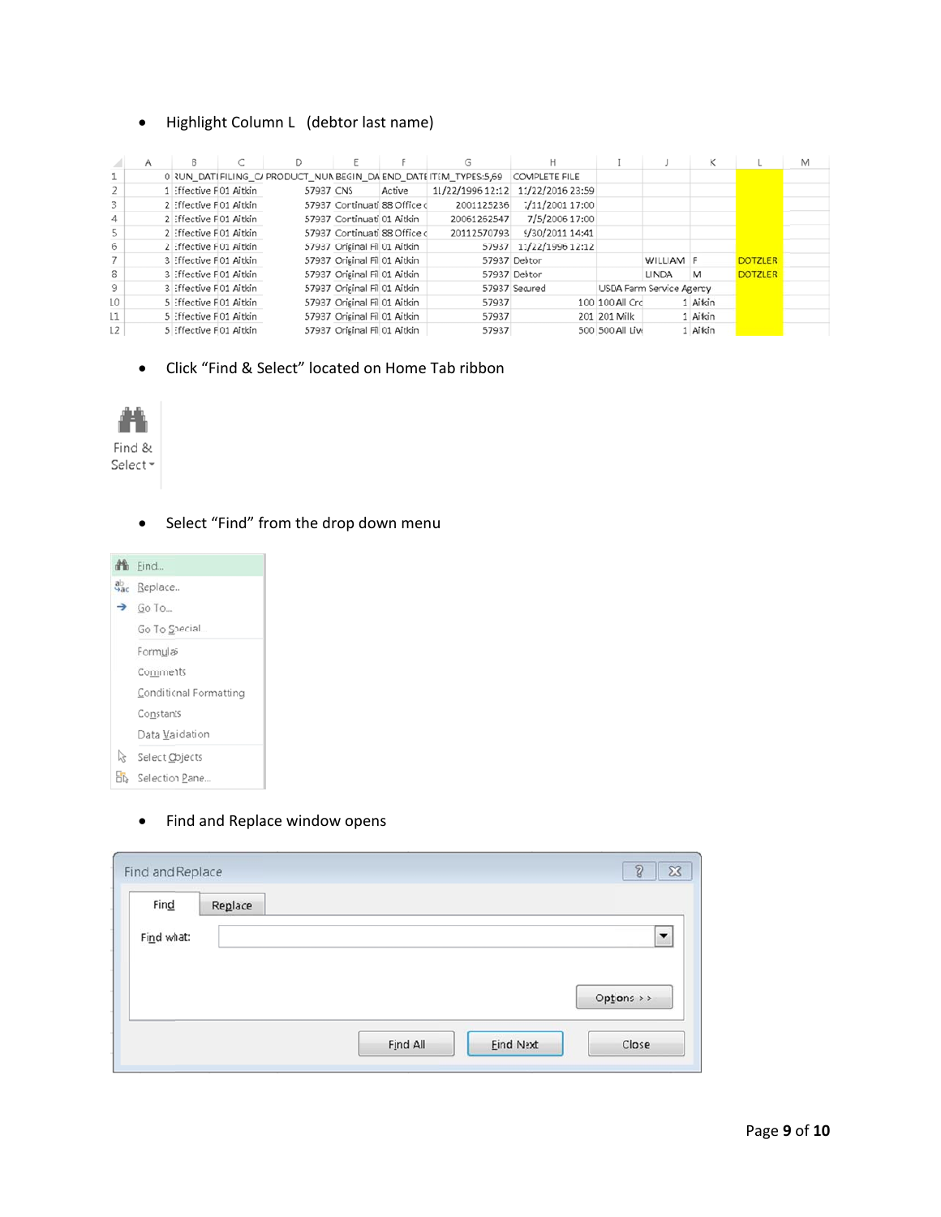- Highlight Column L (debtor last name)

| | A | B | C | D | E | F | G | H | I | J | K | L | M |
|---|---|---|---|---|---|---|---|---|---|---|---|---|---|
| 1 | 0 | RUN_DATI | FILING_C/ | PRODUCT_NUN | BEGIN_DA | END_DATE | ITEM_TYPES:5,69 | COMPLETE FILE | | | | | |
| 2 | 1 | Effective | F01 Aitkin | 57937 | CNS | Active | 11/22/1996 12:12 | 11/22/2016 23:59 | | | | | |
| 3 | 2 | Effective | F01 Aitkin | 57937 | Continuati | 88 Office c | 2001125236 | 7/11/2001 17:00 | | | | | |
| 4 | 2 | Effective | F01 Aitkin | 57937 | Continuati | 01 Aitkin | 20061262547 | 7/5/2006 17:00 | | | | | |
| 5 | 2 | Effective | F01 Aitkin | 57937 | Continuati | 88 Office c | 20112570793 | 9/30/2011 14:41 | | | | | |
| 6 | 2 | Effective | F01 Aitkin | 57937 | Original Fil | 01 Aitkin | 57937 | 11/22/1996 12:12 | | | | | |
| 7 | 3 | Effective | F01 Aitkin | 57937 | Original Fil | 01 Aitkin | 57937 | Debtor | | WILLIAM | F | DOTZLER | |
| 8 | 3 | Effective | F01 Aitkin | 57937 | Original Fil | 01 Aitkin | 57937 | Debtor | | LINDA | M | DOTZLER | |
| 9 | 3 | Effective | F01 Aitkin | 57937 | Original Fil | 01 Aitkin | 57937 | Secured | USDA Farm Service Agency | | | | |
| 10 | 5 | Effective | F01 Aitkin | 57937 | Original Fil | 01 Aitkin | 57937 | 100 | 100 All Crc | 1 | Aitkin | | |
| 11 | 5 | Effective | F01 Aitkin | 57937 | Original Fil | 01 Aitkin | 57937 | 201 | 201 Milk | 1 | Aitkin | | |
| 12 | 5 | Effective | F01 Aitkin | 57937 | Original Fil | 01 Aitkin | 57937 | 500 | 500 All Liv | 1 | Aitkin | | |

- Click "Find & Select" located on Home Tab ribbon

Find & Select

- Select "Find" from the drop down menu

Find...
Replace...
Go To...
Go To Special...
Formulas
Comments
Conditional Formatting
Constants
Data Validation
Select Objects
Selection Pane...

- Find and Replace window opens

Find and Replace

Find | Replace

Find what:

Options >>

Find All | Find Next | Close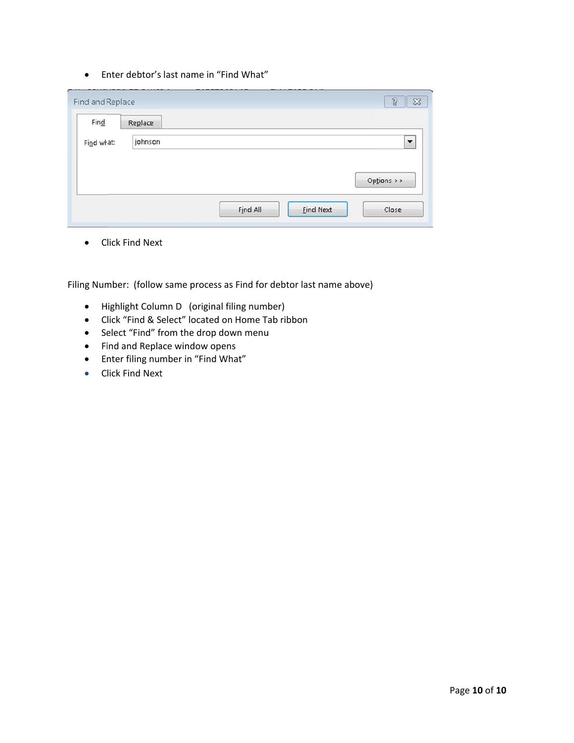- Enter debtor's last name in "Find What"

- Click Find Next

Filing Number: (follow same process as Find for debtor last name above)

- Highlight Column D (original filing number)
- Click "Find & Select" located on Home Tab ribbon
- Select "Find" from the drop down menu
- Find and Replace window opens
- Enter filing number in "Find What"
- Click Find Next